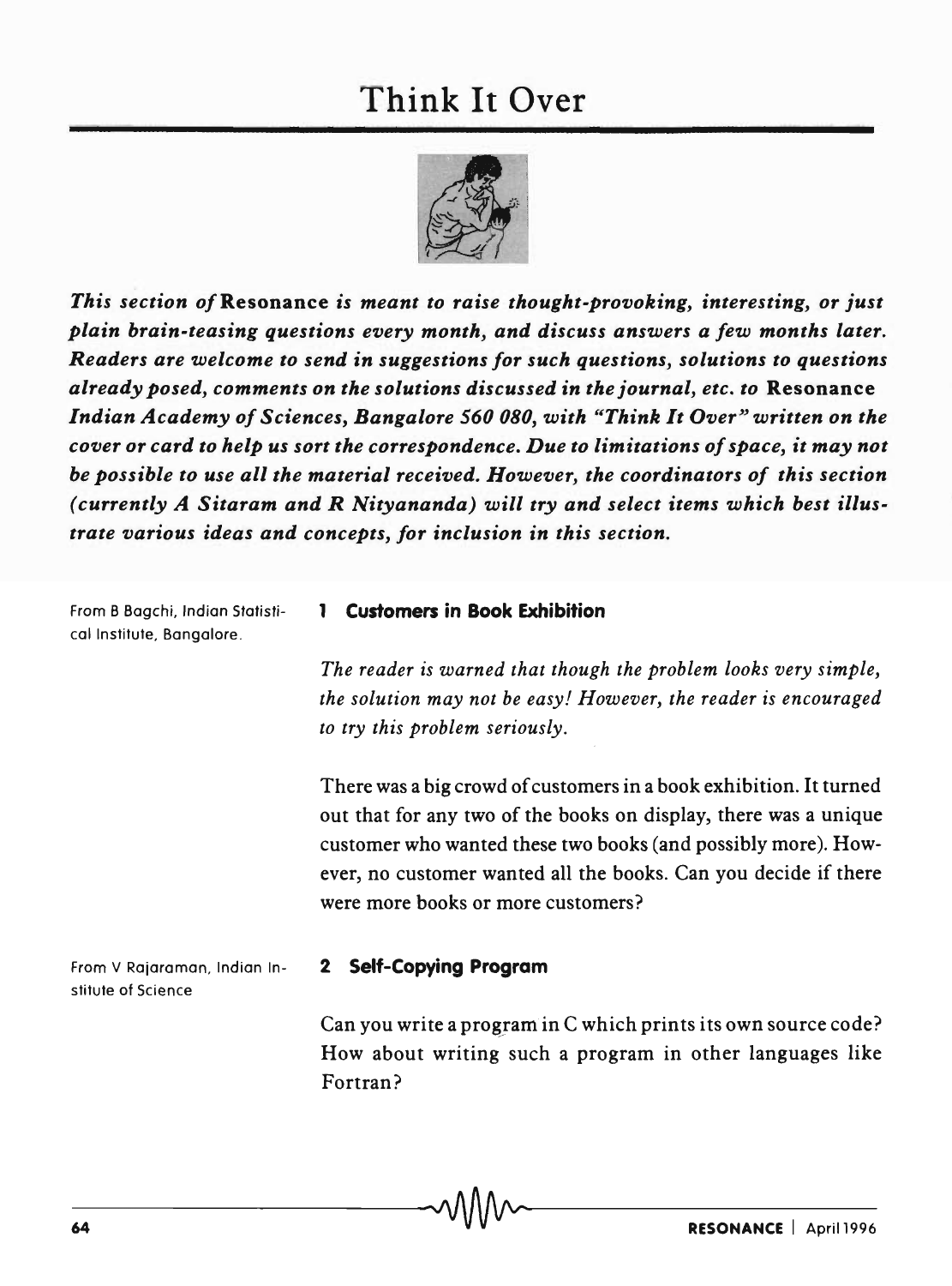# Think It Over

*This section of* **Resonance** *is meant to raise thought-provoking, interesting, or just plain brain-teasing questions every month, and discuss answers a few months later. Readers are welcome to send in suggestions for such questions, solutions to questions already posed, comments on the solutions discussed in the journal, etc. to* **Resonance** *Indian Academy of Sciences, Bangalore 560 080, with "Think It Over" written on the cover or card to help us sort the correspondence. Due to limitations of space, it may not be possible to use all the material received. However, the coordinators of this section (currently A Sitaram and R Nityananda) will try and select items which best illustrate various ideas and concepts, for inclusion in this section.*

From B Bagchi, Indian Statistical Institute, Bangalore.

## 1 Customers in Book Exhibition

*The reader is warned that though the problem looks very simple, the solution may not be easy! However, the reader is encouraged to try this problem seriously.*

There was a big crowd of customers in a book exhibition. It turned out that for any two of the books on display, there was a unique customer who wanted these two books (and possibly more). However, no customer wanted all the books. Can you decide if there were more books or more customers?

From V Rajaraman, Indian Institute of Science

## 2 Self-Copying Program

Can you write a program in C which prints its own source code? How about writing such a program in other languages like Fortran?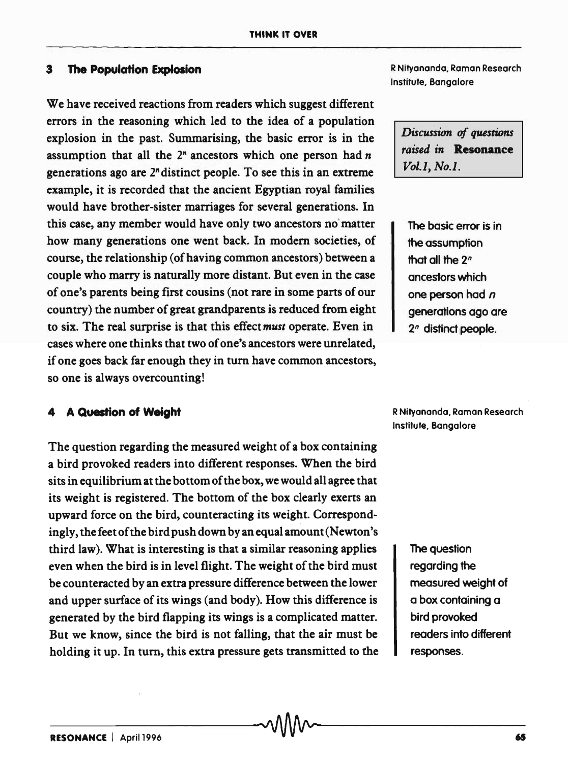## 3 The Population Explosion

R Nityananda, Raman Research Institute, Bangalore

*Discussion of questions raised in* **Resonance** *Vol.1, No.1.*

We have received reactions from readers which suggest different errors in the reasoning which led to the idea of a population explosion in the past. Summarising, the basic error is in the assumption that all the $2^n$ ancestors which one person had $n$ generations ago are $2^n$ distinct people. To see this in an extreme example, it is recorded that the ancient Egyptian royal families would have brother-sister marriages for several generations. In this case, any member would have only two ancestors no matter how many generations one went back. In modern societies, of course, the relationship (of having common ancestors) between a couple who marry is naturally more distant. But even in the case of one's parents being first cousins (not rare in some parts of our country) the number of great grandparents is reduced from eight to six. The real surprise is that this effect *must* operate. Even in cases where one thinks that two of one's ancestors were unrelated, if one goes back far enough they in turn have common ancestors, so one is always overcounting!

The basic error is in the assumption that all the $2^n$ ancestors which one person had $n$ generations ago are $2^n$ distinct people.

## 4 A Question of Weight

R Nityananda, Raman Research Institute, Bangalore

The question regarding the measured weight of a box containing a bird provoked readers into different responses. When the bird sits in equilibrium at the bottom of the box, we would all agree that its weight is registered. The bottom of the box clearly exerts an upward force on the bird, counteracting its weight. Correspondingly, the feet of the bird push down by an equal amount (Newton's third law). What is interesting is that a similar reasoning applies even when the bird is in level flight. The weight of the bird must be counteracted by an extra pressure difference between the lower and upper surface of its wings (and body). How this difference is generated by the bird flapping its wings is a complicated matter. But we know, since the bird is not falling, that the air must be holding it up. In turn, this extra pressure gets transmitted to the

The question regarding the measured weight of a box containing a bird provoked readers into different responses.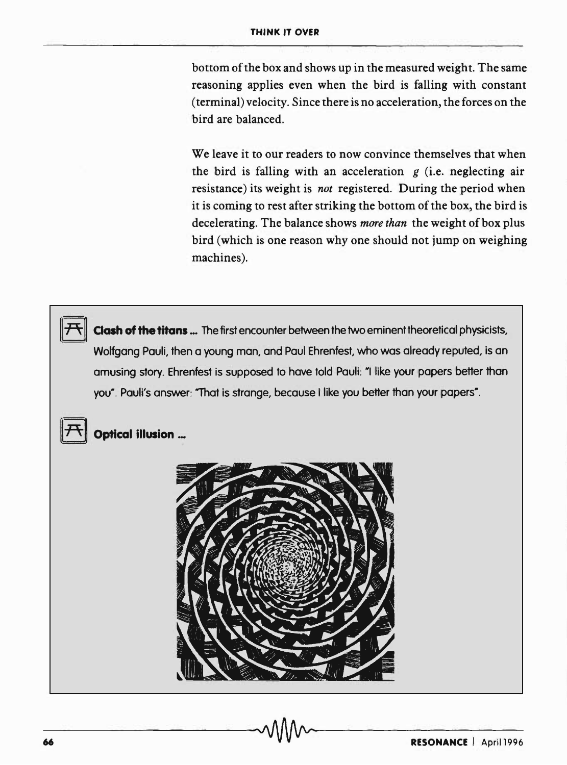bottom of the box and shows up in the measured weight. The same reasoning applies even when the bird is falling with constant (terminal) velocity. Since there is no acceleration, the forces on the bird are balanced.

We leave it to our readers to now convince themselves that when the bird is falling with an acceleration $g$ (i.e. neglecting air resistance) its weight is *not* registered. During the period when it is coming to rest after striking the bottom of the box, the bird is decelerating. The balance shows *more than* the weight of box plus bird (which is one reason why one should not jump on weighing machines).

**Clash of the titans ...** The first encounter between the two eminent theoretical physicists, Wolfgang Pauli, then a young man, and Paul Ehrenfest, who was already reputed, is an amusing story. Ehrenfest is supposed to have told Pauli: "I like your papers better than you". Pauli's answer: "That is strange, because I like you better than your papers".

**Optical illusion ...**